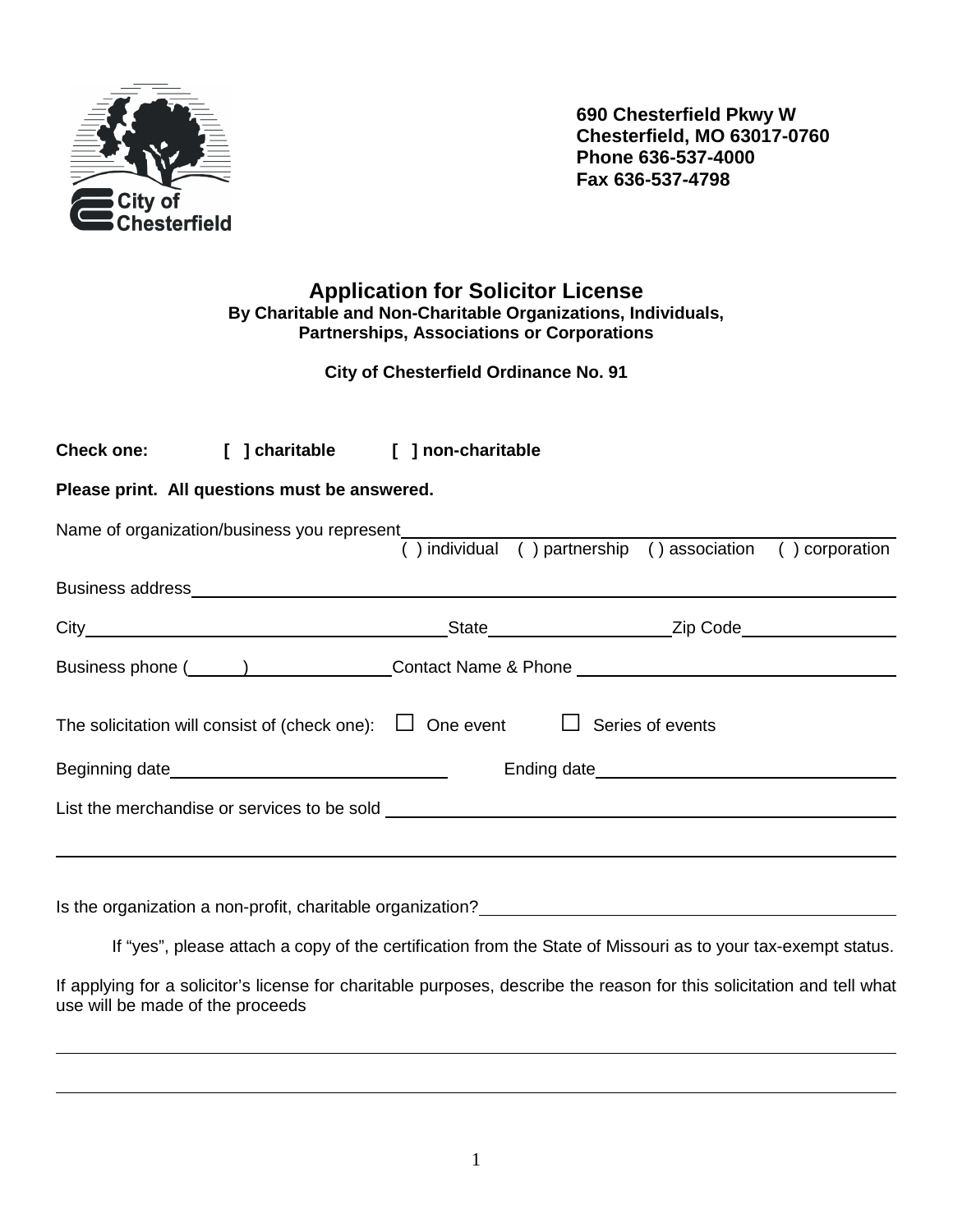City of Chesterfield

**690 Chesterfield Pkwy W**
**Chesterfield, MO 63017-0760**
**Phone 636-537-4000**
**Fax 636-537-4798**

# Application for Solicitor License

**By Charitable and Non-Charitable Organizations, Individuals, Partnerships, Associations or Corporations**

**City of Chesterfield Ordinance No. 91**

**Check one:** [ ] charitable [ ] non-charitable

**Please print. All questions must be answered.**

Name of organization/business you represent______________________________

( ) individual ( ) partnership ( ) association ( ) corporation

Business address______________________________

City______________________ State______________ Zip Code______________

Business phone (____)____________ Contact Name & Phone ______________________

The solicitation will consist of (check one): ☐ One event ☐ Series of events

Beginning date______________________ Ending date______________________

List the merchandise or services to be sold ______________________________

______________________________________________________________

Is the organization a non-profit, charitable organization?______________________

If "yes", please attach a copy of the certification from the State of Missouri as to your tax-exempt status.

If applying for a solicitor's license for charitable purposes, describe the reason for this solicitation and tell what use will be made of the proceeds

______________________________________________________________

______________________________________________________________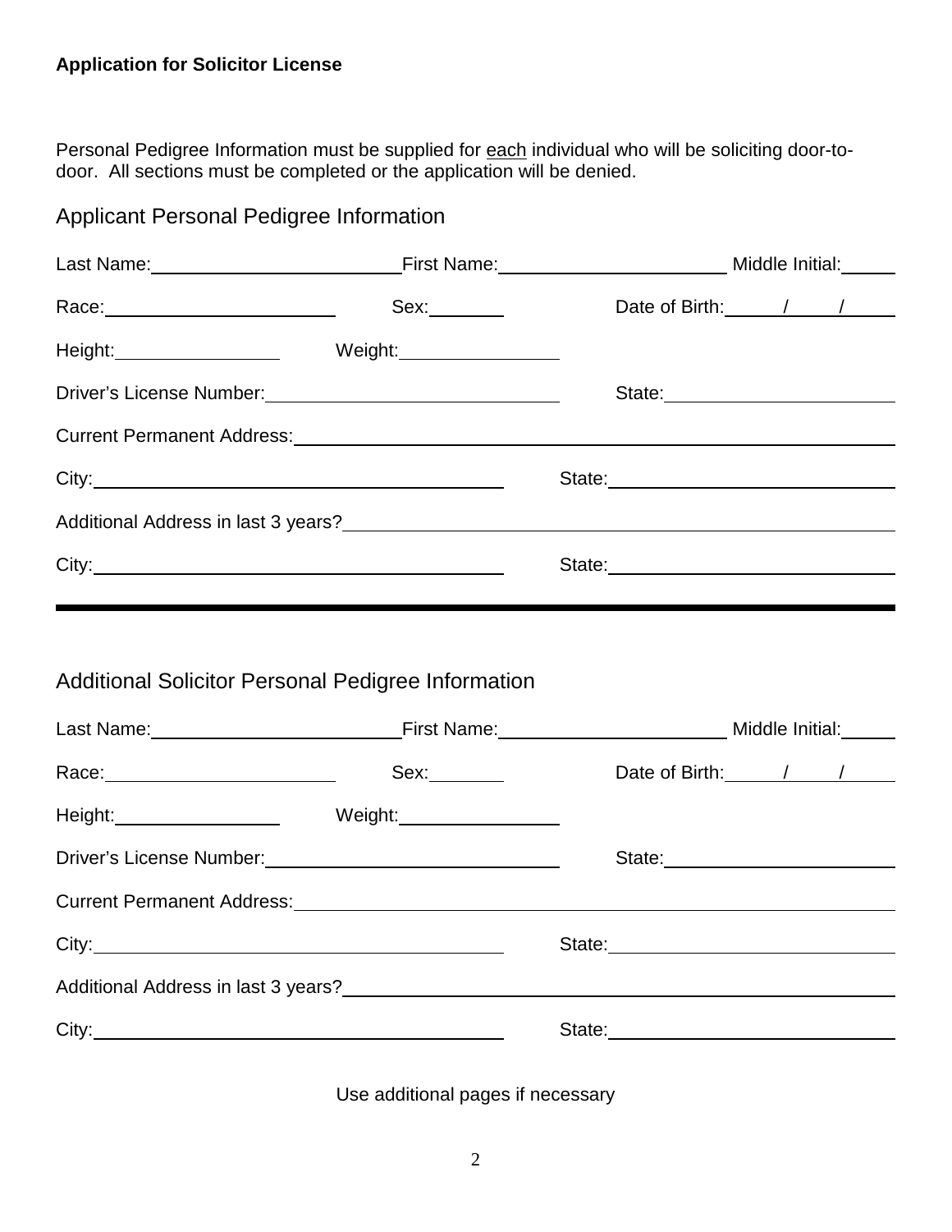**Application for Solicitor License**

Personal Pedigree Information must be supplied for <u>each</u> individual who will be soliciting door-to-door. All sections must be completed or the application will be denied.

## Applicant Personal Pedigree Information

Last Name:________________________ First Name:______________________ Middle Initial:_____

Race:______________________ Sex:_______ Date of Birth:_____/_____/_____

Height:________________ Weight:________________

Driver's License Number:____________________________ State:______________________

Current Permanent Address:____________________________________________________________

City:________________________________________ State:____________________________

Additional Address in last 3 years?______________________________________________________

City:________________________________________ State:____________________________

---

## Additional Solicitor Personal Pedigree Information

Last Name:________________________ First Name:______________________ Middle Initial:_____

Race:______________________ Sex:_______ Date of Birth:_____/_____/_____

Height:________________ Weight:________________

Driver's License Number:____________________________ State:______________________

Current Permanent Address:____________________________________________________________

City:________________________________________ State:____________________________

Additional Address in last 3 years?______________________________________________________

City:________________________________________ State:____________________________

Use additional pages if necessary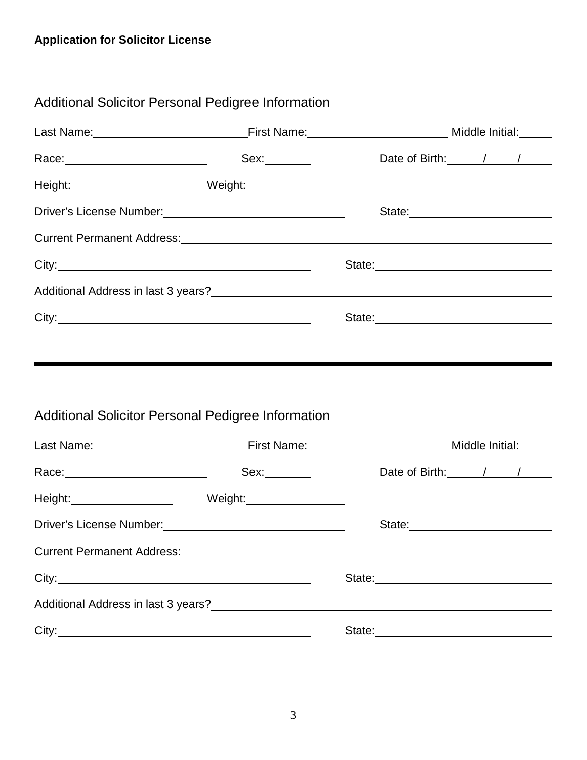**Application for Solicitor License**

## Additional Solicitor Personal Pedigree Information

Last Name: ________________________ First Name: ______________________ Middle Initial: _____

Race: ______________________ Sex: _______ Date of Birth: _____/_____/_____

Height: ________________ Weight: ________________

Driver's License Number: ____________________________ State: ______________________

Current Permanent Address: __________________________________________________________

City: ________________________________________ State: ____________________________

Additional Address in last 3 years? ____________________________________________________

City: ________________________________________ State: ____________________________

---

## Additional Solicitor Personal Pedigree Information

Last Name: ________________________ First Name: ______________________ Middle Initial: _____

Race: ______________________ Sex: _______ Date of Birth: _____/_____/_____

Height: ________________ Weight: ________________

Driver's License Number: ____________________________ State: ______________________

Current Permanent Address: __________________________________________________________

City: ________________________________________ State: ____________________________

Additional Address in last 3 years? ____________________________________________________

City: ________________________________________ State: ____________________________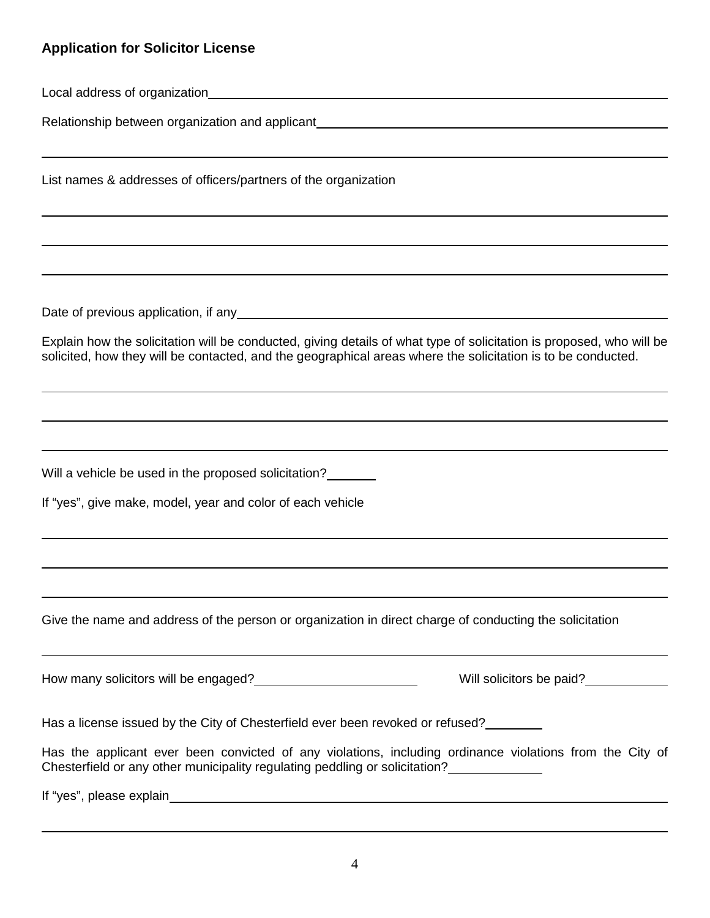**Application for Solicitor License**

Local address of organization\_\_\_\_\_\_\_\_\_\_\_\_\_\_\_\_\_\_\_\_\_\_\_\_\_\_\_\_\_\_\_\_\_\_\_\_\_\_\_\_

Relationship between organization and applicant\_\_\_\_\_\_\_\_\_\_\_\_\_\_\_\_\_\_\_\_\_\_\_\_\_\_\_\_\_\_

\_\_\_\_\_\_\_\_\_\_\_\_\_\_\_\_\_\_\_\_\_\_\_\_\_\_\_\_\_\_\_\_\_\_\_\_\_\_\_\_\_\_\_\_\_\_\_\_\_\_\_\_\_\_\_\_\_\_\_\_

List names & addresses of officers/partners of the organization

\_\_\_\_\_\_\_\_\_\_\_\_\_\_\_\_\_\_\_\_\_\_\_\_\_\_\_\_\_\_\_\_\_\_\_\_\_\_\_\_\_\_\_\_\_\_\_\_\_\_\_\_\_\_\_\_\_\_\_\_

\_\_\_\_\_\_\_\_\_\_\_\_\_\_\_\_\_\_\_\_\_\_\_\_\_\_\_\_\_\_\_\_\_\_\_\_\_\_\_\_\_\_\_\_\_\_\_\_\_\_\_\_\_\_\_\_\_\_\_\_

\_\_\_\_\_\_\_\_\_\_\_\_\_\_\_\_\_\_\_\_\_\_\_\_\_\_\_\_\_\_\_\_\_\_\_\_\_\_\_\_\_\_\_\_\_\_\_\_\_\_\_\_\_\_\_\_\_\_\_\_

Date of previous application, if any\_\_\_\_\_\_\_\_\_\_\_\_\_\_\_\_\_\_\_\_\_\_\_\_\_\_\_\_\_\_\_\_\_\_\_\_\_\_

Explain how the solicitation will be conducted, giving details of what type of solicitation is proposed, who will be solicited, how they will be contacted, and the geographical areas where the solicitation is to be conducted.

\_\_\_\_\_\_\_\_\_\_\_\_\_\_\_\_\_\_\_\_\_\_\_\_\_\_\_\_\_\_\_\_\_\_\_\_\_\_\_\_\_\_\_\_\_\_\_\_\_\_\_\_\_\_\_\_\_\_\_\_

\_\_\_\_\_\_\_\_\_\_\_\_\_\_\_\_\_\_\_\_\_\_\_\_\_\_\_\_\_\_\_\_\_\_\_\_\_\_\_\_\_\_\_\_\_\_\_\_\_\_\_\_\_\_\_\_\_\_\_\_

\_\_\_\_\_\_\_\_\_\_\_\_\_\_\_\_\_\_\_\_\_\_\_\_\_\_\_\_\_\_\_\_\_\_\_\_\_\_\_\_\_\_\_\_\_\_\_\_\_\_\_\_\_\_\_\_\_\_\_\_

Will a vehicle be used in the proposed solicitation?\_\_\_\_\_\_\_

If "yes", give make, model, year and color of each vehicle

\_\_\_\_\_\_\_\_\_\_\_\_\_\_\_\_\_\_\_\_\_\_\_\_\_\_\_\_\_\_\_\_\_\_\_\_\_\_\_\_\_\_\_\_\_\_\_\_\_\_\_\_\_\_\_\_\_\_\_\_

\_\_\_\_\_\_\_\_\_\_\_\_\_\_\_\_\_\_\_\_\_\_\_\_\_\_\_\_\_\_\_\_\_\_\_\_\_\_\_\_\_\_\_\_\_\_\_\_\_\_\_\_\_\_\_\_\_\_\_\_

\_\_\_\_\_\_\_\_\_\_\_\_\_\_\_\_\_\_\_\_\_\_\_\_\_\_\_\_\_\_\_\_\_\_\_\_\_\_\_\_\_\_\_\_\_\_\_\_\_\_\_\_\_\_\_\_\_\_\_\_

Give the name and address of the person or organization in direct charge of conducting the solicitation

\_\_\_\_\_\_\_\_\_\_\_\_\_\_\_\_\_\_\_\_\_\_\_\_\_\_\_\_\_\_\_\_\_\_\_\_\_\_\_\_\_\_\_\_\_\_\_\_\_\_\_\_\_\_\_\_\_\_\_\_

How many solicitors will be engaged?\_\_\_\_\_\_\_\_\_\_\_\_\_\_\_\_\_\_\_\_\_\_ Will solicitors be paid?\_\_\_\_\_\_\_\_\_\_\_

Has a license issued by the City of Chesterfield ever been revoked or refused?\_\_\_\_\_\_\_\_

Has the applicant ever been convicted of any violations, including ordinance violations from the City of Chesterfield or any other municipality regulating peddling or solicitation?\_\_\_\_\_\_\_\_\_\_\_\_

If "yes", please explain\_\_\_\_\_\_\_\_\_\_\_\_\_\_\_\_\_\_\_\_\_\_\_\_\_\_\_\_\_\_\_\_\_\_\_\_\_\_\_\_\_\_\_\_\_\_\_

\_\_\_\_\_\_\_\_\_\_\_\_\_\_\_\_\_\_\_\_\_\_\_\_\_\_\_\_\_\_\_\_\_\_\_\_\_\_\_\_\_\_\_\_\_\_\_\_\_\_\_\_\_\_\_\_\_\_\_\_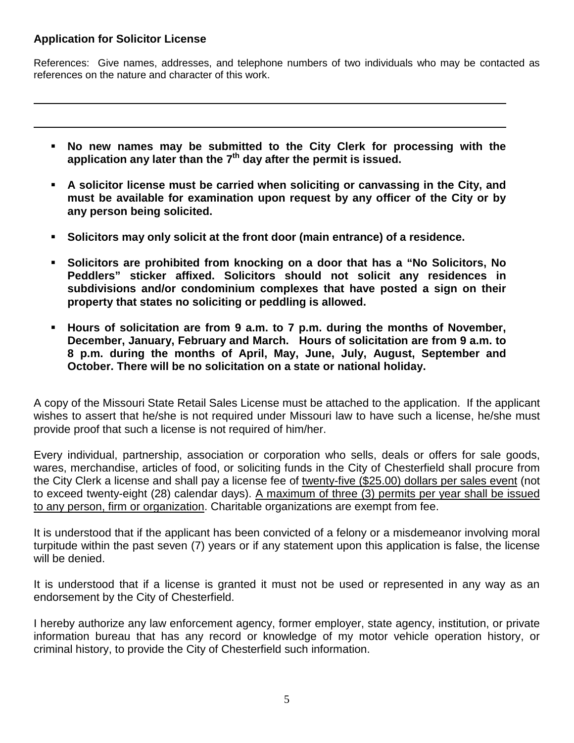**Application for Solicitor License**

References: Give names, addresses, and telephone numbers of two individuals who may be contacted as references on the nature and character of this work.

\_\_\_\_\_\_\_\_\_\_\_\_\_\_\_\_\_\_\_\_\_\_\_\_\_\_\_\_\_\_\_\_\_\_\_\_\_\_\_\_\_\_\_\_\_\_\_\_\_\_\_\_\_\_\_\_\_\_\_\_\_\_\_\_\_\_\_\_\_\_\_\_\_\_\_\_\_\_

\_\_\_\_\_\_\_\_\_\_\_\_\_\_\_\_\_\_\_\_\_\_\_\_\_\_\_\_\_\_\_\_\_\_\_\_\_\_\_\_\_\_\_\_\_\_\_\_\_\_\_\_\_\_\_\_\_\_\_\_\_\_\_\_\_\_\_\_\_\_\_\_\_\_\_\_\_\_

- **No new names may be submitted to the City Clerk for processing with the application any later than the 7th day after the permit is issued.**
- **A solicitor license must be carried when soliciting or canvassing in the City, and must be available for examination upon request by any officer of the City or by any person being solicited.**
- **Solicitors may only solicit at the front door (main entrance) of a residence.**
- **Solicitors are prohibited from knocking on a door that has a "No Solicitors, No Peddlers" sticker affixed. Solicitors should not solicit any residences in subdivisions and/or condominium complexes that have posted a sign on their property that states no soliciting or peddling is allowed.**
- **Hours of solicitation are from 9 a.m. to 7 p.m. during the months of November, December, January, February and March. Hours of solicitation are from 9 a.m. to 8 p.m. during the months of April, May, June, July, August, September and October. There will be no solicitation on a state or national holiday.**

A copy of the Missouri State Retail Sales License must be attached to the application. If the applicant wishes to assert that he/she is not required under Missouri law to have such a license, he/she must provide proof that such a license is not required of him/her.

Every individual, partnership, association or corporation who sells, deals or offers for sale goods, wares, merchandise, articles of food, or soliciting funds in the City of Chesterfield shall procure from the City Clerk a license and shall pay a license fee of <u>twenty-five ($25.00) dollars per sales event</u> (not to exceed twenty-eight (28) calendar days). <u>A maximum of three (3) permits per year shall be issued to any person, firm or organization</u>. Charitable organizations are exempt from fee.

It is understood that if the applicant has been convicted of a felony or a misdemeanor involving moral turpitude within the past seven (7) years or if any statement upon this application is false, the license will be denied.

It is understood that if a license is granted it must not be used or represented in any way as an endorsement by the City of Chesterfield.

I hereby authorize any law enforcement agency, former employer, state agency, institution, or private information bureau that has any record or knowledge of my motor vehicle operation history, or criminal history, to provide the City of Chesterfield such information.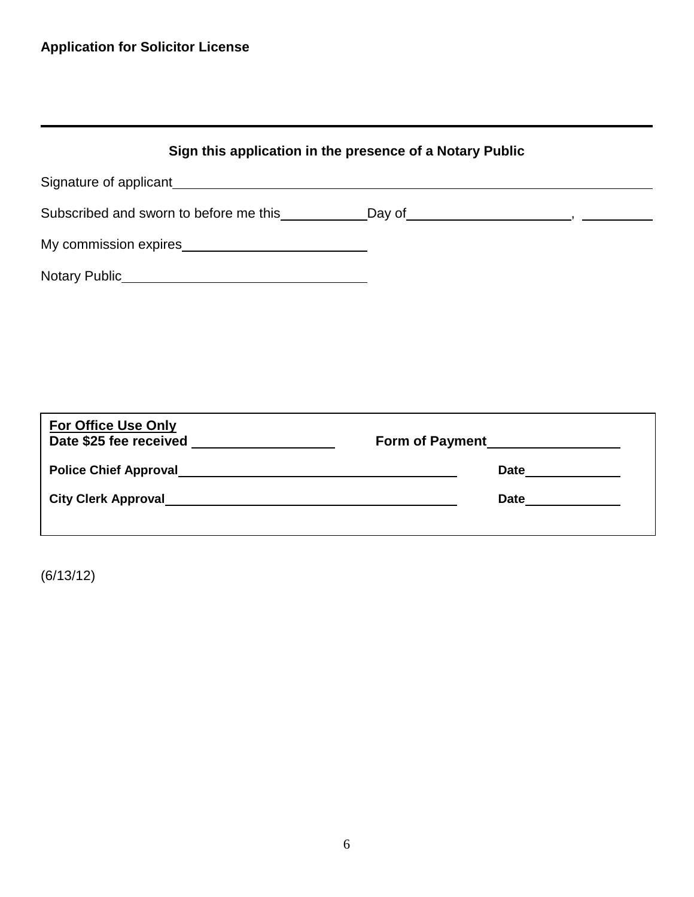**Application for Solicitor License**

---

**Sign this application in the presence of a Notary Public**

Signature of applicant________________________________________________

Subscribed and sworn to before me this__________Day of____________________, _________

My commission expires______________________

Notary Public____________________________

**For Office Use Only**

**Date $25 fee received** __________________ **Form of Payment**________________

**Police Chief Approval**____________________________________ **Date**____________

**City Clerk Approval**_____________________________________ **Date**____________

(6/13/12)